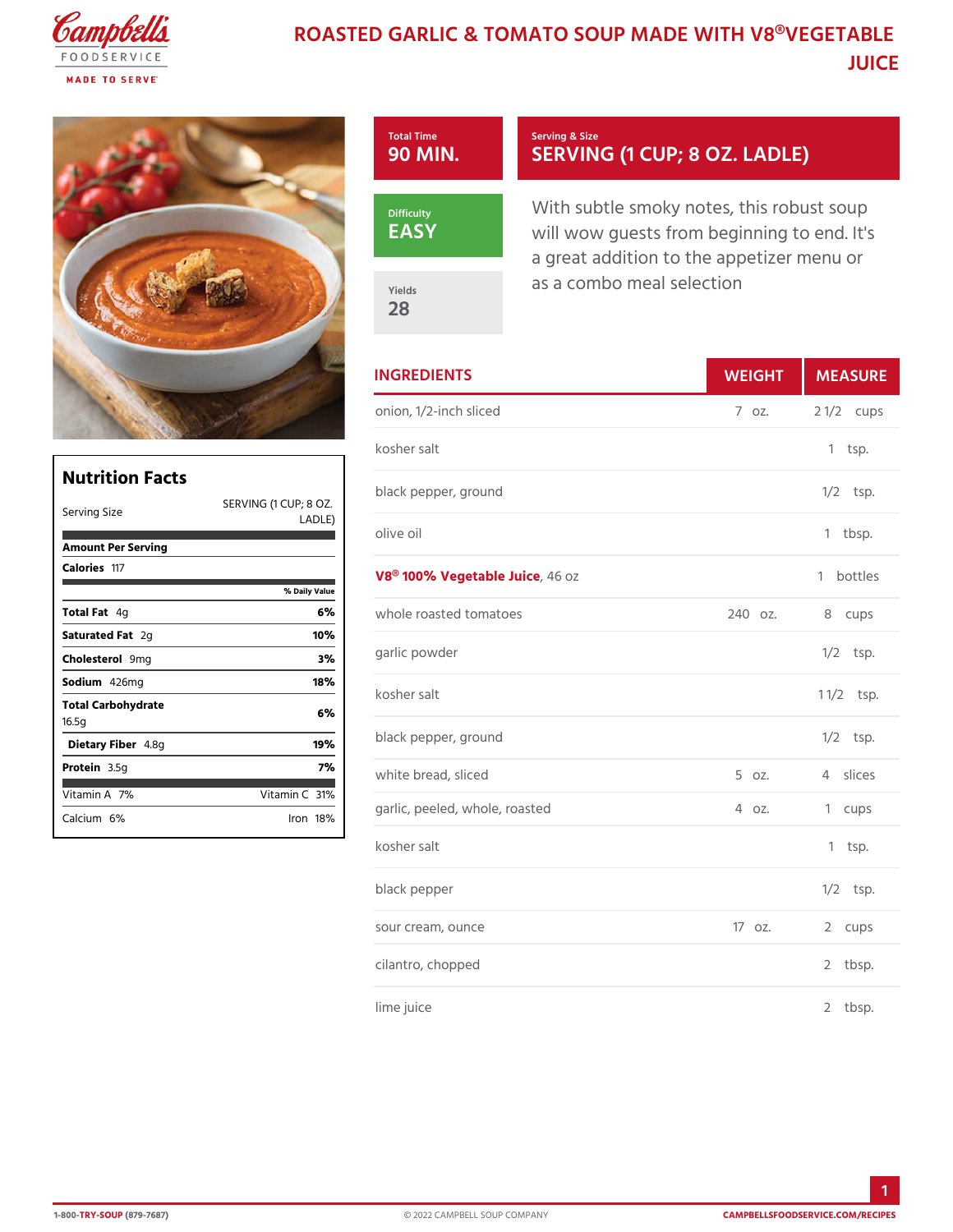# ROASTED GARLIC & TOMATO SOUP MADE WITH V8®VEGETABLE JUICE

**Total Time**
90 MIN.

**Serving & Size**
SERVING (1 CUP; 8 OZ. LADLE)

**Difficulty**
EASY

**Yields**
28

With subtle smoky notes, this robust soup will wow guests from beginning to end. It's a great addition to the appetizer menu or as a combo meal selection

## Nutrition Facts

| | |
|---|---|
| Serving Size | SERVING (1 CUP; 8 OZ. LADLE) |
| **Amount Per Serving** | |
| **Calories** 117 | |
| | % Daily Value |
| **Total Fat** 4g | 6% |
| **Saturated Fat** 2g | 10% |
| **Cholesterol** 9mg | 3% |
| **Sodium** 426mg | 18% |
| **Total Carbohydrate** 16.5g | 6% |
| **Dietary Fiber** 4.8g | 19% |
| **Protein** 3.5g | 7% |
| Vitamin A 7% | Vitamin C 31% |
| Calcium 6% | Iron 18% |

## INGREDIENTS

| INGREDIENTS | WEIGHT | MEASURE |
|---|---|---|
| onion, 1/2-inch sliced | 7 oz. | 2 1/2 cups |
| kosher salt | | 1 tsp. |
| black pepper, ground | | 1/2 tsp. |
| olive oil | | 1 tbsp. |
| **V8® 100% Vegetable Juice**, 46 oz | | 1 bottles |
| whole roasted tomatoes | 240 oz. | 8 cups |
| garlic powder | | 1/2 tsp. |
| kosher salt | | 1 1/2 tsp. |
| black pepper, ground | | 1/2 tsp. |
| white bread, sliced | 5 oz. | 4 slices |
| garlic, peeled, whole, roasted | 4 oz. | 1 cups |
| kosher salt | | 1 tsp. |
| black pepper | | 1/2 tsp. |
| sour cream, ounce | 17 oz. | 2 cups |
| cilantro, chopped | | 2 tbsp. |
| lime juice | | 2 tbsp. |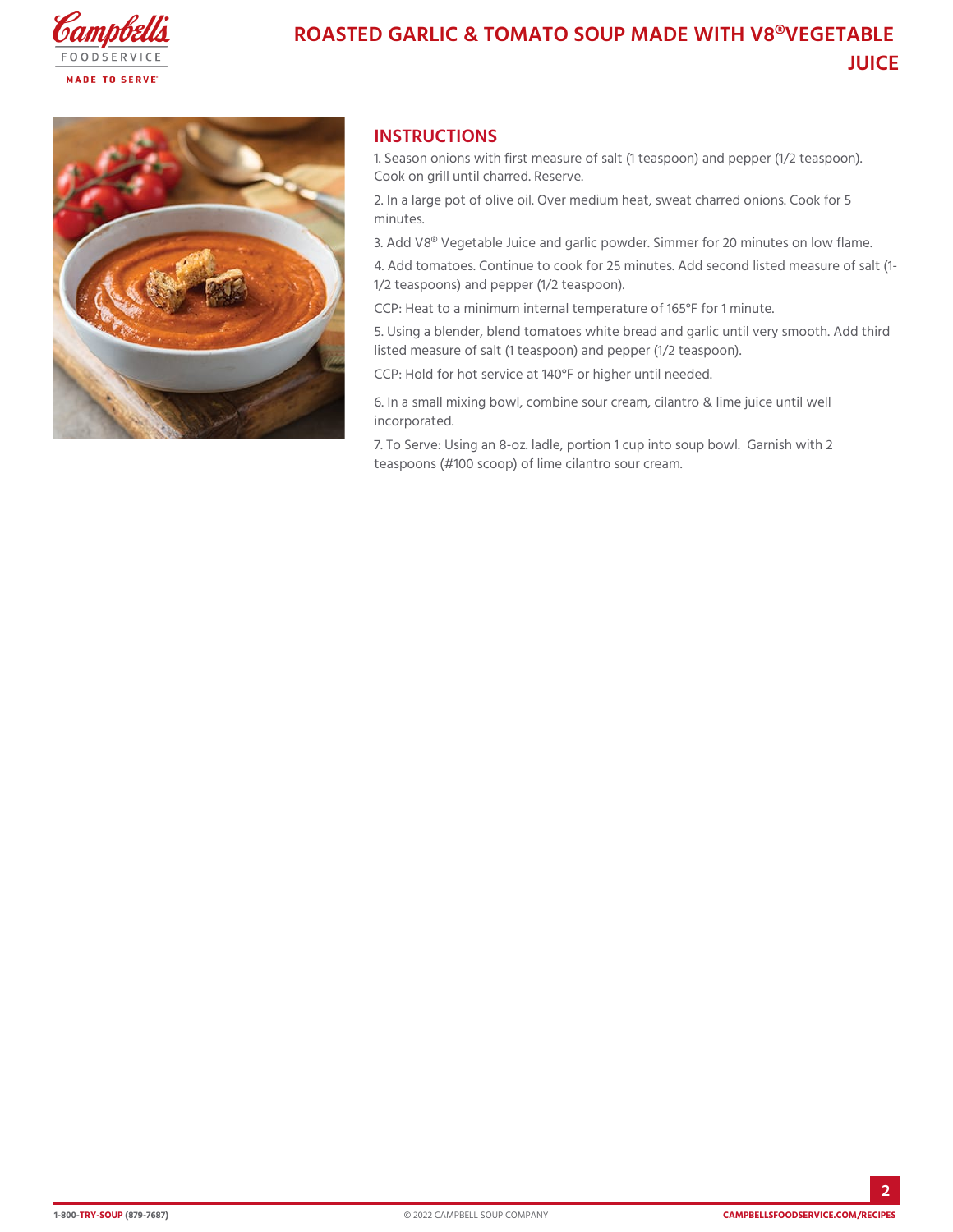# ROASTED GARLIC & TOMATO SOUP MADE WITH V8® VEGETABLE JUICE

## INSTRUCTIONS

1. Season onions with first measure of salt (1 teaspoon) and pepper (1/2 teaspoon). Cook on grill until charred. Reserve.

2. In a large pot of olive oil. Over medium heat, sweat charred onions. Cook for 5 minutes.

3. Add V8® Vegetable Juice and garlic powder. Simmer for 20 minutes on low flame.

4. Add tomatoes. Continue to cook for 25 minutes. Add second listed measure of salt (1-1/2 teaspoons) and pepper (1/2 teaspoon).

CCP: Heat to a minimum internal temperature of 165°F for 1 minute.

5. Using a blender, blend tomatoes white bread and garlic until very smooth. Add third listed measure of salt (1 teaspoon) and pepper (1/2 teaspoon).

CCP: Hold for hot service at 140°F or higher until needed.

6. In a small mixing bowl, combine sour cream, cilantro & lime juice until well incorporated.

7. To Serve: Using an 8-oz. ladle, portion 1 cup into soup bowl. Garnish with 2 teaspoons (#100 scoop) of lime cilantro sour cream.